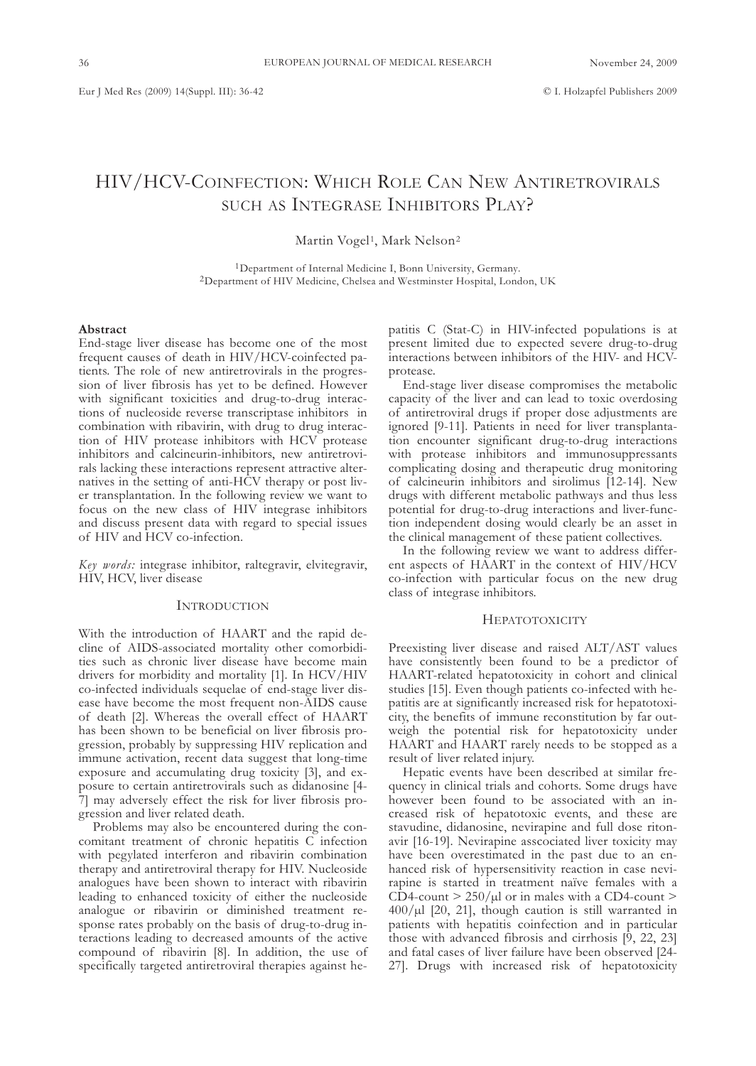# HIV/HCV-Coinfection: Which Role Can New Antiretrovirals such as Integrase Inhibitors Play?

Martin Vogel[1], Mark Nelson[2]

[1]Department of Internal Medicine I, Bonn University, Germany.
[2]Department of HIV Medicine, Chelsea and Westminster Hospital, London, UK

## Abstract

End-stage liver disease has become one of the most frequent causes of death in HIV/HCV-coinfected patients. The role of new antiretrovirals in the progression of liver fibrosis has yet to be defined. However with significant toxicities and drug-to-drug interactions of nucleoside reverse transcriptase inhibitors in combination with ribavirin, with drug to drug interaction of HIV protease inhibitors with HCV protease inhibitors and calcineurin-inhibitors, new antiretrovirals lacking these interactions represent attractive alternatives in the setting of anti-HCV therapy or post liver transplantation. In the following review we want to focus on the new class of HIV integrase inhibitors and discuss present data with regard to special issues of HIV and HCV co-infection.

*Key words:* integrase inhibitor, raltegravir, elvitegravir, HIV, HCV, liver disease

## Introduction

With the introduction of HAART and the rapid decline of AIDS-associated mortality other comorbidities such as chronic liver disease have become main drivers for morbidity and mortality [1]. In HCV/HIV co-infected individuals sequelae of end-stage liver disease have become the most frequent non-AIDS cause of death [2]. Whereas the overall effect of HAART has been shown to be beneficial on liver fibrosis progression, probably by suppressing HIV replication and immune activation, recent data suggest that long-time exposure and accumulating drug toxicity [3], and exposure to certain antiretrovirals such as didanosine [4-7] may adversely effect the risk for liver fibrosis progression and liver related death.

Problems may also be encountered during the concomitant treatment of chronic hepatitis C infection with pegylated interferon and ribavirin combination therapy and antiretroviral therapy for HIV. Nucleoside analogues have been shown to interact with ribavirin leading to enhanced toxicity of either the nucleoside analogue or ribavirin or diminished treatment response rates probably on the basis of drug-to-drug interactions leading to decreased amounts of the active compound of ribavirin [8]. In addition, the use of specifically targeted antiretroviral therapies against hepatitis C (Stat-C) in HIV-infected populations is at present limited due to expected severe drug-to-drug interactions between inhibitors of the HIV- and HCV-protease.

End-stage liver disease compromises the metabolic capacity of the liver and can lead to toxic overdosing of antiretroviral drugs if proper dose adjustments are ignored [9-11]. Patients in need for liver transplantation encounter significant drug-to-drug interactions with protease inhibitors and immunosuppressants complicating dosing and therapeutic drug monitoring of calcineurin inhibitors and sirolimus [12-14]. New drugs with different metabolic pathways and thus less potential for drug-to-drug interactions and liver-function independent dosing would clearly be an asset in the clinical management of these patient collectives.

In the following review we want to address different aspects of HAART in the context of HIV/HCV co-infection with particular focus on the new drug class of integrase inhibitors.

## Hepatotoxicity

Preexisting liver disease and raised ALT/AST values have consistently been found to be a predictor of HAART-related hepatotoxicity in cohort and clinical studies [15]. Even though patients co-infected with hepatitis are at significantly increased risk for hepatotoxicity, the benefits of immune reconstitution by far outweigh the potential risk for hepatotoxicity under HAART and HAART rarely needs to be stopped as a result of liver related injury.

Hepatic events have been described at similar frequency in clinical trials and cohorts. Some drugs have however been found to be associated with an increased risk of hepatotoxic events, and these are stavudine, didanosine, nevirapine and full dose ritonavir [16-19]. Nevirapine asscociated liver toxicity may have been overestimated in the past due to an enhanced risk of hypersensitivity reaction in case nevirapine is started in treatment naïve females with a CD4-count > 250/µl or in males with a CD4-count > 400/µl [20, 21], though caution is still warranted in patients with hepatitis coinfection and in particular those with advanced fibrosis and cirrhosis [9, 22, 23] and fatal cases of liver failure have been observed [24-27]. Drugs with increased risk of hepatotoxicity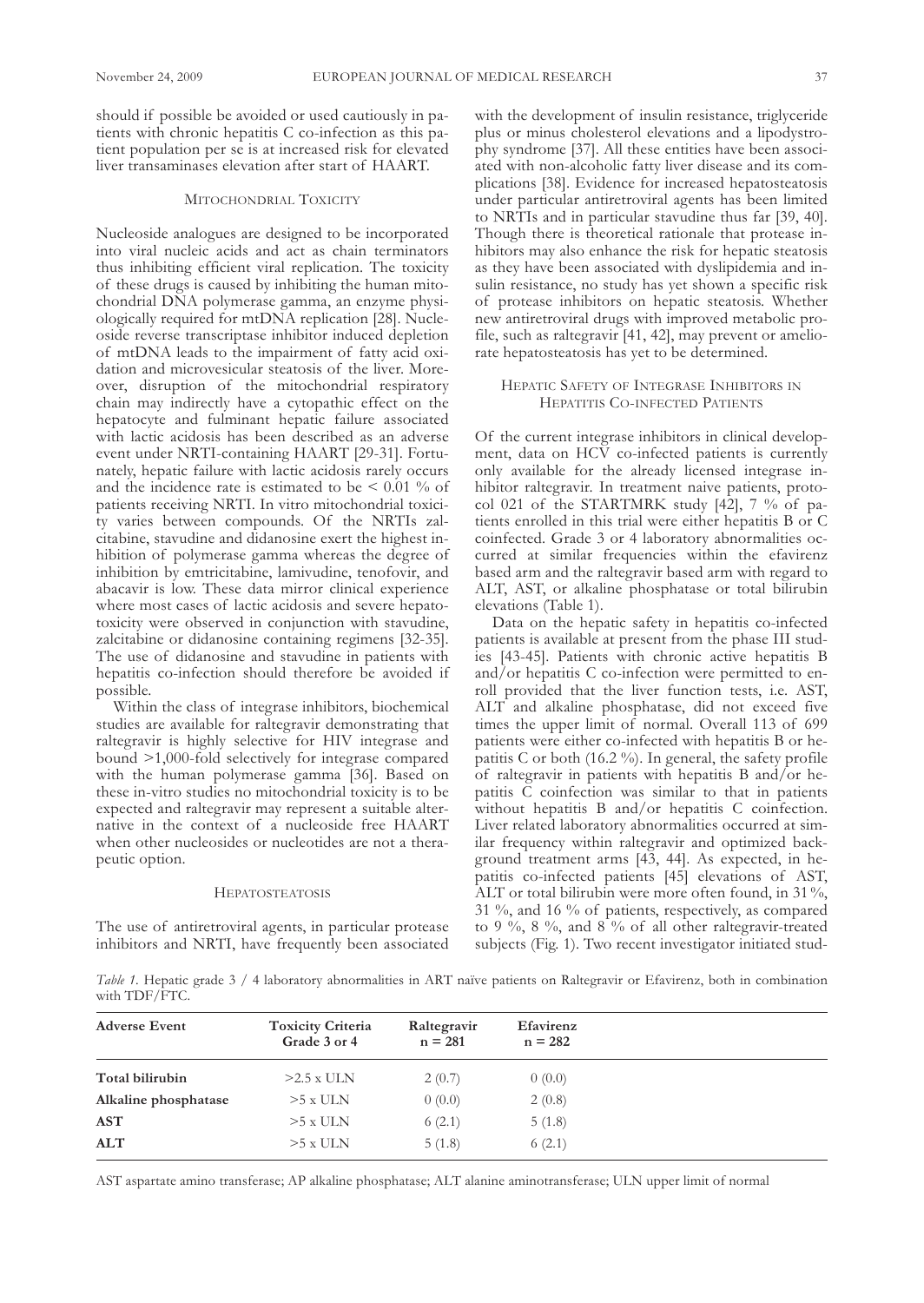should if possible be avoided or used cautiously in patients with chronic hepatitis C co-infection as this patient population per se is at increased risk for elevated liver transaminases elevation after start of HAART.

## Mitochondrial Toxicity

Nucleoside analogues are designed to be incorporated into viral nucleic acids and act as chain terminators thus inhibiting efficient viral replication. The toxicity of these drugs is caused by inhibiting the human mitochondrial DNA polymerase gamma, an enzyme physiologically required for mtDNA replication [28]. Nucleoside reverse transcriptase inhibitor induced depletion of mtDNA leads to the impairment of fatty acid oxidation and microvesicular steatosis of the liver. Moreover, disruption of the mitochondrial respiratory chain may indirectly have a cytopathic effect on the hepatocyte and fulminant hepatic failure associated with lactic acidosis has been described as an adverse event under NRTI-containing HAART [29-31]. Fortunately, hepatic failure with lactic acidosis rarely occurs and the incidence rate is estimated to be < 0.01 % of patients receiving NRTI. In vitro mitochondrial toxicity varies between compounds. Of the NRTIs zalcitabine, stavudine and didanosine exert the highest inhibition of polymerase gamma whereas the degree of inhibition by emtricitabine, lamivudine, tenofovir, and abacavir is low. These data mirror clinical experience where most cases of lactic acidosis and severe hepatotoxicity were observed in conjunction with stavudine, zalcitabine or didanosine containing regimens [32-35]. The use of didanosine and stavudine in patients with hepatitis co-infection should therefore be avoided if possible.

Within the class of integrase inhibitors, biochemical studies are available for raltegravir demonstrating that raltegravir is highly selective for HIV integrase and bound >1,000-fold selectively for integrase compared with the human polymerase gamma [36]. Based on these in-vitro studies no mitochondrial toxicity is to be expected and raltegravir may represent a suitable alternative in the context of a nucleoside free HAART when other nucleosides or nucleotides are not a therapeutic option.

## Hepatosteatosis

The use of antiretroviral agents, in particular protease inhibitors and NRTI, have frequently been associated with the development of insulin resistance, triglyceride plus or minus cholesterol elevations and a lipodystrophy syndrome [37]. All these entities have been associated with non-alcoholic fatty liver disease and its complications [38]. Evidence for increased hepatosteatosis under particular antiretroviral agents has been limited to NRTIs and in particular stavudine thus far [39, 40]. Though there is theoretical rationale that protease inhibitors may also enhance the risk for hepatic steatosis as they have been associated with dyslipidemia and insulin resistance, no study has yet shown a specific risk of protease inhibitors on hepatic steatosis. Whether new antiretroviral drugs with improved metabolic profile, such as raltegravir [41, 42], may prevent or ameliorate hepatosteatosis has yet to be determined.

## Hepatic Safety of Integrase Inhibitors in Hepatitis Co-infected Patients

Of the current integrase inhibitors in clinical development, data on HCV co-infected patients is currently only available for the already licensed integrase inhibitor raltegravir. In treatment naive patients, protocol 021 of the STARTMRK study [42], 7 % of patients enrolled in this trial were either hepatitis B or C coinfected. Grade 3 or 4 laboratory abnormalities occurred at similar frequencies within the efavirenz based arm and the raltegravir based arm with regard to ALT, AST, or alkaline phosphatase or total bilirubin elevations (Table 1).

Data on the hepatic safety in hepatitis co-infected patients is available at present from the phase III studies [43-45]. Patients with chronic active hepatitis B and/or hepatitis C co-infection were permitted to enroll provided that the liver function tests, i.e. AST, ALT and alkaline phosphatase, did not exceed five times the upper limit of normal. Overall 113 of 699 patients were either co-infected with hepatitis B or hepatitis C or both (16.2 %). In general, the safety profile of raltegravir in patients with hepatitis B and/or hepatitis C coinfection was similar to that in patients without hepatitis B and/or hepatitis C coinfection. Liver related laboratory abnormalities occurred at similar frequency within raltegravir and optimized background treatment arms [43, 44]. As expected, in hepatitis co-infected patients [45] elevations of AST, ALT or total bilirubin were more often found, in 31 %, 31 %, and 16 % of patients, respectively, as compared to 9 %, 8 %, and 8 % of all other raltegravir-treated subjects (Fig. 1). Two recent investigator initiated stud-

*Table 1.* Hepatic grade 3 / 4 laboratory abnormalities in ART naïve patients on Raltegravir or Efavirenz, both in combination with TDF/FTC.

| Adverse Event | Toxicity Criteria Grade 3 or 4 | Raltegravir n = 281 | Efavirenz n = 282 |
|---|---|---|---|
| **Total bilirubin** | >2.5 x ULN | 2 (0.7) | 0 (0.0) |
| **Alkaline phosphatase** | >5 x ULN | 0 (0.0) | 2 (0.8) |
| **AST** | >5 x ULN | 6 (2.1) | 5 (1.8) |
| **ALT** | >5 x ULN | 5 (1.8) | 6 (2.1) |

AST aspartate amino transferase; AP alkaline phosphatase; ALT alanine aminotransferase; ULN upper limit of normal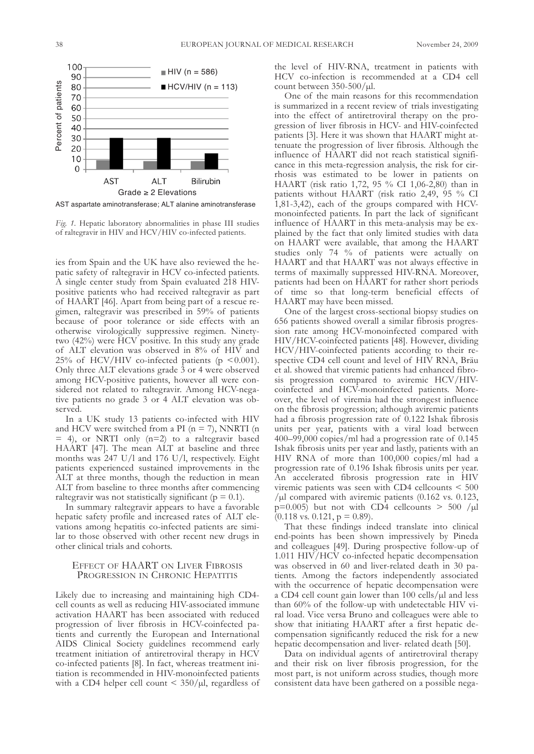AST aspartate aminotransferase; ALT alanine aminotransferase

*Fig. 1.* Hepatic laboratory abnormalities in phase III studies of raltegravir in HIV and HCV/HIV co-infected patients.

ies from Spain and the UK have also reviewed the hepatic safety of raltegravir in HCV co-infected patients. A single center study from Spain evaluated 218 HIV-positive patients who had received raltegravir as part of HAART [46]. Apart from being part of a rescue regimen, raltegravir was prescribed in 59% of patients because of poor tolerance or side effects with an otherwise virologically suppressive regimen. Ninety-two (42%) were HCV positive. In this study any grade of ALT elevation was observed in 8% of HIV and 25% of HCV/HIV co-infected patients ($p < 0.001$). Only three ALT elevations grade 3 or 4 were observed among HCV-positive patients, however all were considered not related to raltegravir. Among HCV-negative patients no grade 3 or 4 ALT elevation was observed.

In a UK study 13 patients co-infected with HIV and HCV were switched from a PI ($n = 7$), NNRTI ($n = 4$), or NRTI only ($n=2$) to a raltegravir based HAART [47]. The mean ALT at baseline and three months was 247 U/l and 176 U/l, respectively. Eight patients experienced sustained improvements in the ALT at three months, though the reduction in mean ALT from baseline to three months after commencing raltegravir was not statistically significant ($p = 0.1$).

In summary raltegravir appears to have a favorable hepatic safety profile and increased rates of ALT elevations among hepatitis co-infected patients are similar to those observed with other recent new drugs in other clinical trials and cohorts.

## Effect of HAART on Liver Fibrosis Progression in Chronic Hepatitis

Likely due to increasing and maintaining high CD4-cell counts as well as reducing HIV-associated immune activation HAART has been associated with reduced progression of liver fibrosis in HCV-coinfected patients and currently the European and International AIDS Clinical Society guidelines recommend early treatment initiation of antiretroviral therapy in HCV co-infected patients [8]. In fact, whereas treatment initiation is recommended in HIV-monoinfected patients with a CD4 helper cell count < 350/µl, regardless of the level of HIV-RNA, treatment in patients with HCV co-infection is recommended at a CD4 cell count between 350-500/µl.

One of the main reasons for this recommendation is summarized in a recent review of trials investigating into the effect of antiretroviral therapy on the progression of liver fibrosis in HCV- and HIV-coinfected patients [3]. Here it was shown that HAART might attenuate the progression of liver fibrosis. Although the influence of HAART did not reach statistical significance in this meta-regression analysis, the risk for cirrhosis was estimated to be lower in patients on HAART (risk ratio 1,72, 95 % CI 1,06-2,80) than in patients without HAART (risk ratio 2,49, 95 % CI 1,81-3,42), each of the groups compared with HCV-monoinfected patients. In part the lack of significant influence of HAART in this meta-analysis may be explained by the fact that only limited studies with data on HAART were available, that among the HAART studies only 74 % of patients were actually on HAART and that HAART was not always effective in terms of maximally suppressed HIV-RNA. Moreover, patients had been on HAART for rather short periods of time so that long-term beneficial effects of HAART may have been missed.

One of the largest cross-sectional biopsy studies on 656 patients showed overall a similar fibrosis progression rate among HCV-monoinfected compared with HIV/HCV-coinfected patients [48]. However, dividing HCV/HIV-coinfected patients according to their respective CD4 cell count and level of HIV RNA, Bräu et al. showed that viremic patients had enhanced fibrosis progression compared to aviremic HCV/HIV-coinfected and HCV-monoinfected patients. Moreover, the level of viremia had the strongest influence on the fibrosis progression; although aviremic patients had a fibrosis progression rate of 0.122 Ishak fibrosis units per year, patients with a viral load between 400–99,000 copies/ml had a progression rate of 0.145 Ishak fibrosis units per year and lastly, patients with an HIV RNA of more than 100,000 copies/ml had a progression rate of 0.196 Ishak fibrosis units per year. An accelerated fibrosis progression rate in HIV viremic patients was seen with CD4 cellcounts < 500 /µl compared with aviremic patients (0.162 vs. 0.123, $p=0.005$) but not with CD4 cellcounts > 500 /µl (0.118 vs. 0.121, $p = 0.89$).

That these findings indeed translate into clinical end-points has been shown impressively by Pineda and colleagues [49]. During prospective follow-up of 1.011 HIV/HCV co-infected hepatic decompensation was observed in 60 and liver-related death in 30 patients. Among the factors independently associated with the occurrence of hepatic decompensation were a CD4 cell count gain lower than 100 cells/µl and less than 60% of the follow-up with undetectable HIV viral load. Vice versa Bruno and colleagues were able to show that initiating HAART after a first hepatic decompensation significantly reduced the risk for a new hepatic decompensation and liver- related death [50].

Data on individual agents of antiretroviral therapy and their risk on liver fibrosis progression, for the most part, is not uniform across studies, though more consistent data have been gathered on a possible nega-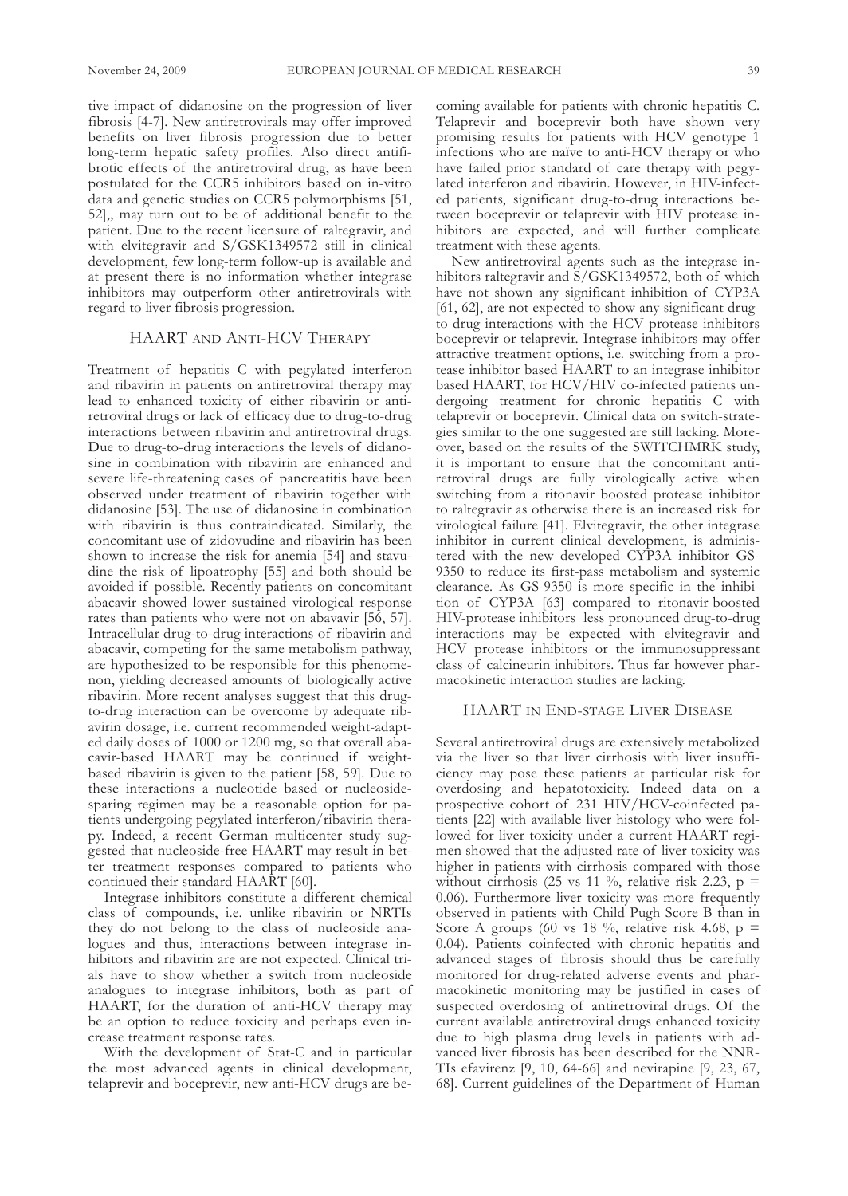tive impact of didanosine on the progression of liver fibrosis [4-7]. New antiretrovirals may offer improved benefits on liver fibrosis progression due to better long-term hepatic safety profiles. Also direct antifibrotic effects of the antiretroviral drug, as have been postulated for the CCR5 inhibitors based on in-vitro data and genetic studies on CCR5 polymorphisms [51, 52],, may turn out to be of additional benefit to the patient. Due to the recent licensure of raltegravir, and with elvitegravir and S/GSK1349572 still in clinical development, few long-term follow-up is available and at present there is no information whether integrase inhibitors may outperform other antiretrovirals with regard to liver fibrosis progression.

## HAART and Anti-HCV Therapy

Treatment of hepatitis C with pegylated interferon and ribavirin in patients on antiretroviral therapy may lead to enhanced toxicity of either ribavirin or antiretroviral drugs or lack of efficacy due to drug-to-drug interactions between ribavirin and antiretroviral drugs. Due to drug-to-drug interactions the levels of didanosine in combination with ribavirin are enhanced and severe life-threatening cases of pancreatitis have been observed under treatment of ribavirin together with didanosine [53]. The use of didanosine in combination with ribavirin is thus contraindicated. Similarly, the concomitant use of zidovudine and ribavirin has been shown to increase the risk for anemia [54] and stavudine the risk of lipoatrophy [55] and both should be avoided if possible. Recently patients on concomitant abacavir showed lower sustained virological response rates than patients who were not on abavavir [56, 57]. Intracellular drug-to-drug interactions of ribavirin and abacavir, competing for the same metabolism pathway, are hypothesized to be responsible for this phenomenon, yielding decreased amounts of biologically active ribavirin. More recent analyses suggest that this drug-to-drug interaction can be overcome by adequate ribavirin dosage, i.e. current recommended weight-adapted daily doses of 1000 or 1200 mg, so that overall abacavir-based HAART may be continued if weight-based ribavirin is given to the patient [58, 59]. Due to these interactions a nucleotide based or nucleoside-sparing regimen may be a reasonable option for patients undergoing pegylated interferon/ribavirin therapy. Indeed, a recent German multicenter study suggested that nucleoside-free HAART may result in better treatment responses compared to patients who continued their standard HAART [60].

Integrase inhibitors constitute a different chemical class of compounds, i.e. unlike ribavirin or NRTIs they do not belong to the class of nucleoside analogues and thus, interactions between integrase inhibitors and ribavirin are are not expected. Clinical trials have to show whether a switch from nucleoside analogues to integrase inhibitors, both as part of HAART, for the duration of anti-HCV therapy may be an option to reduce toxicity and perhaps even increase treatment response rates.

With the development of Stat-C and in particular the most advanced agents in clinical development, telaprevir and boceprevir, new anti-HCV drugs are becoming available for patients with chronic hepatitis C. Telaprevir and boceprevir both have shown very promising results for patients with HCV genotype 1 infections who are naïve to anti-HCV therapy or who have failed prior standard of care therapy with pegylated interferon and ribavirin. However, in HIV-infected patients, significant drug-to-drug interactions between boceprevir or telaprevir with HIV protease inhibitors are expected, and will further complicate treatment with these agents.

New antiretroviral agents such as the integrase inhibitors raltegravir and S/GSK1349572, both of which have not shown any significant inhibition of CYP3A [61, 62], are not expected to show any significant drug-to-drug interactions with the HCV protease inhibitors boceprevir or telaprevir. Integrase inhibitors may offer attractive treatment options, i.e. switching from a protease inhibitor based HAART to an integrase inhibitor based HAART, for HCV/HIV co-infected patients undergoing treatment for chronic hepatitis C with telaprevir or boceprevir. Clinical data on switch-strategies similar to the one suggested are still lacking. Moreover, based on the results of the SWITCHMRK study, it is important to ensure that the concomitant antiretroviral drugs are fully virologically active when switching from a ritonavir boosted protease inhibitor to raltegravir as otherwise there is an increased risk for virological failure [41]. Elvitegravir, the other integrase inhibitor in current clinical development, is administered with the new developed CYP3A inhibitor GS-9350 to reduce its first-pass metabolism and systemic clearance. As GS-9350 is more specific in the inhibition of CYP3A [63] compared to ritonavir-boosted HIV-protease inhibitors less pronounced drug-to-drug interactions may be expected with elvitegravir and HCV protease inhibitors or the immunosuppressant class of calcineurin inhibitors. Thus far however pharmacokinetic interaction studies are lacking.

## HAART in End-stage Liver Disease

Several antiretroviral drugs are extensively metabolized via the liver so that liver cirrhosis with liver insufficiency may pose these patients at particular risk for overdosing and hepatotoxicity. Indeed data on a prospective cohort of 231 HIV/HCV-coinfected patients [22] with available liver histology who were followed for liver toxicity under a current HAART regimen showed that the adjusted rate of liver toxicity was higher in patients with cirrhosis compared with those without cirrhosis (25 vs 11 %, relative risk 2.23, $p = 0.06$). Furthermore liver toxicity was more frequently observed in patients with Child Pugh Score B than in Score A groups (60 vs 18 %, relative risk 4.68, $p = 0.04$). Patients coinfected with chronic hepatitis and advanced stages of fibrosis should thus be carefully monitored for drug-related adverse events and pharmacokinetic monitoring may be justified in cases of suspected overdosing of antiretroviral drugs. Of the current available antiretroviral drugs enhanced toxicity due to high plasma drug levels in patients with advanced liver fibrosis has been described for the NNRTIs efavirenz [9, 10, 64-66] and nevirapine [9, 23, 67, 68]. Current guidelines of the Department of Human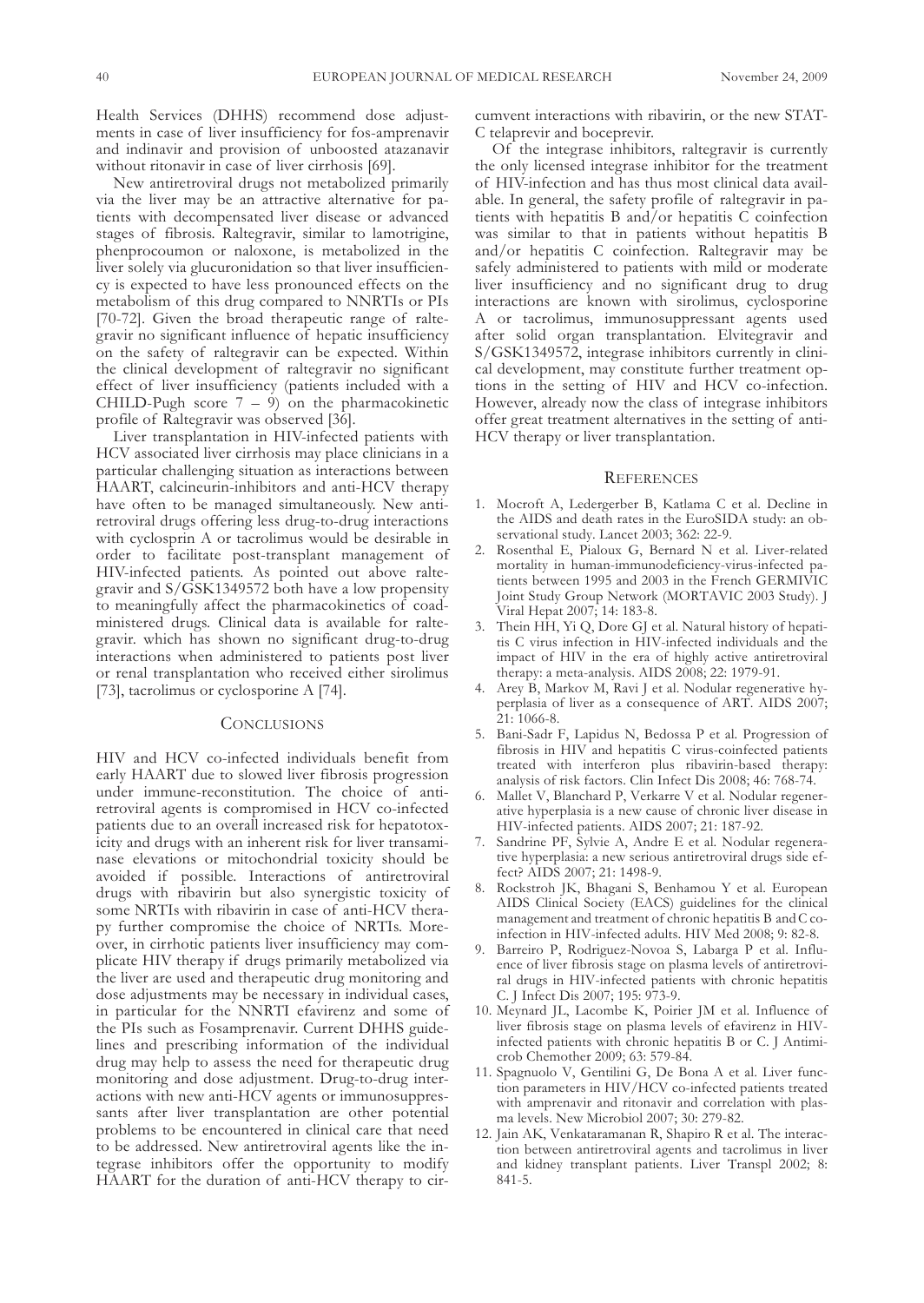Health Services (DHHS) recommend dose adjustments in case of liver insufficiency for fos-amprenavir and indinavir and provision of unboosted atazanavir without ritonavir in case of liver cirrhosis [69].

New antiretroviral drugs not metabolized primarily via the liver may be an attractive alternative for patients with decompensated liver disease or advanced stages of fibrosis. Raltegravir, similar to lamotrigine, phenprocoumon or naloxone, is metabolized in the liver solely via glucuronidation so that liver insufficiency is expected to have less pronounced effects on the metabolism of this drug compared to NNRTIs or PIs [70-72]. Given the broad therapeutic range of raltegravir no significant influence of hepatic insufficiency on the safety of raltegravir can be expected. Within the clinical development of raltegravir no significant effect of liver insufficiency (patients included with a CHILD-Pugh score 7 – 9) on the pharmacokinetic profile of Raltegravir was observed [36].

Liver transplantation in HIV-infected patients with HCV associated liver cirrhosis may place clinicians in a particular challenging situation as interactions between HAART, calcineurin-inhibitors and anti-HCV therapy have often to be managed simultaneously. New antiretroviral drugs offering less drug-to-drug interactions with cyclosprin A or tacrolimus would be desirable in order to facilitate post-transplant management of HIV-infected patients. As pointed out above raltegravir and S/GSK1349572 both have a low propensity to meaningfully affect the pharmacokinetics of coadministered drugs. Clinical data is available for raltegravir. which has shown no significant drug-to-drug interactions when administered to patients post liver or renal transplantation who received either sirolimus [73], tacrolimus or cyclosporine A [74].

## Conclusions

HIV and HCV co-infected individuals benefit from early HAART due to slowed liver fibrosis progression under immune-reconstitution. The choice of antiretroviral agents is compromised in HCV co-infected patients due to an overall increased risk for hepatotoxicity and drugs with an inherent risk for liver transaminase elevations or mitochondrial toxicity should be avoided if possible. Interactions of antiretroviral drugs with ribavirin but also synergistic toxicity of some NRTIs with ribavirin in case of anti-HCV therapy further compromise the choice of NRTIs. Moreover, in cirrhotic patients liver insufficiency may complicate HIV therapy if drugs primarily metabolized via the liver are used and therapeutic drug monitoring and dose adjustments may be necessary in individual cases, in particular for the NNRTI efavirenz and some of the PIs such as Fosamprenavir. Current DHHS guidelines and prescribing information of the individual drug may help to assess the need for therapeutic drug monitoring and dose adjustment. Drug-to-drug interactions with new anti-HCV agents or immunosuppressants after liver transplantation are other potential problems to be encountered in clinical care that need to be addressed. New antiretroviral agents like the integrase inhibitors offer the opportunity to modify HAART for the duration of anti-HCV therapy to circumvent interactions with ribavirin, or the new STAT-C telaprevir and boceprevir.

Of the integrase inhibitors, raltegravir is currently the only licensed integrase inhibitor for the treatment of HIV-infection and has thus most clinical data available. In general, the safety profile of raltegravir in patients with hepatitis B and/or hepatitis C coinfection was similar to that in patients without hepatitis B and/or hepatitis C coinfection. Raltegravir may be safely administered to patients with mild or moderate liver insufficiency and no significant drug to drug interactions are known with sirolimus, cyclosporine A or tacrolimus, immunosuppressant agents used after solid organ transplantation. Elvitegravir and S/GSK1349572, integrase inhibitors currently in clinical development, may constitute further treatment options in the setting of HIV and HCV co-infection. However, already now the class of integrase inhibitors offer great treatment alternatives in the setting of anti-HCV therapy or liver transplantation.

## References

1. Mocroft A, Ledergerber B, Katlama C et al. Decline in the AIDS and death rates in the EuroSIDA study: an observational study. Lancet 2003; 362: 22-9.
2. Rosenthal E, Pialoux G, Bernard N et al. Liver-related mortality in human-immunodeficiency-virus-infected patients between 1995 and 2003 in the French GERMIVIC Joint Study Group Network (MORTAVIC 2003 Study). J Viral Hepat 2007; 14: 183-8.
3. Thein HH, Yi Q, Dore GJ et al. Natural history of hepatitis C virus infection in HIV-infected individuals and the impact of HIV in the era of highly active antiretroviral therapy: a meta-analysis. AIDS 2008; 22: 1979-91.
4. Arey B, Markov M, Ravi J et al. Nodular regenerative hyperplasia of liver as a consequence of ART. AIDS 2007; 21: 1066-8.
5. Bani-Sadr F, Lapidus N, Bedossa P et al. Progression of fibrosis in HIV and hepatitis C virus-coinfected patients treated with interferon plus ribavirin-based therapy: analysis of risk factors. Clin Infect Dis 2008; 46: 768-74.
6. Mallet V, Blanchard P, Verkarre V et al. Nodular regenerative hyperplasia is a new cause of chronic liver disease in HIV-infected patients. AIDS 2007; 21: 187-92.
7. Sandrine PF, Sylvie A, Andre E et al. Nodular regenerative hyperplasia: a new serious antiretroviral drugs side effect? AIDS 2007; 21: 1498-9.
8. Rockstroh JK, Bhagani S, Benhamou Y et al. European AIDS Clinical Society (EACS) guidelines for the clinical management and treatment of chronic hepatitis B and C coinfection in HIV-infected adults. HIV Med 2008; 9: 82-8.
9. Barreiro P, Rodriguez-Novoa S, Labarga P et al. Influence of liver fibrosis stage on plasma levels of antiretroviral drugs in HIV-infected patients with chronic hepatitis C. J Infect Dis 2007; 195: 973-9.
10. Meynard JL, Lacombe K, Poirier JM et al. Influence of liver fibrosis stage on plasma levels of efavirenz in HIV-infected patients with chronic hepatitis B or C. J Antimicrob Chemother 2009; 63: 579-84.
11. Spagnuolo V, Gentilini G, De Bona A et al. Liver function parameters in HIV/HCV co-infected patients treated with amprenavir and ritonavir and correlation with plasma levels. New Microbiol 2007; 30: 279-82.
12. Jain AK, Venkataramanan R, Shapiro R et al. The interaction between antiretroviral agents and tacrolimus in liver and kidney transplant patients. Liver Transpl 2002; 8: 841-5.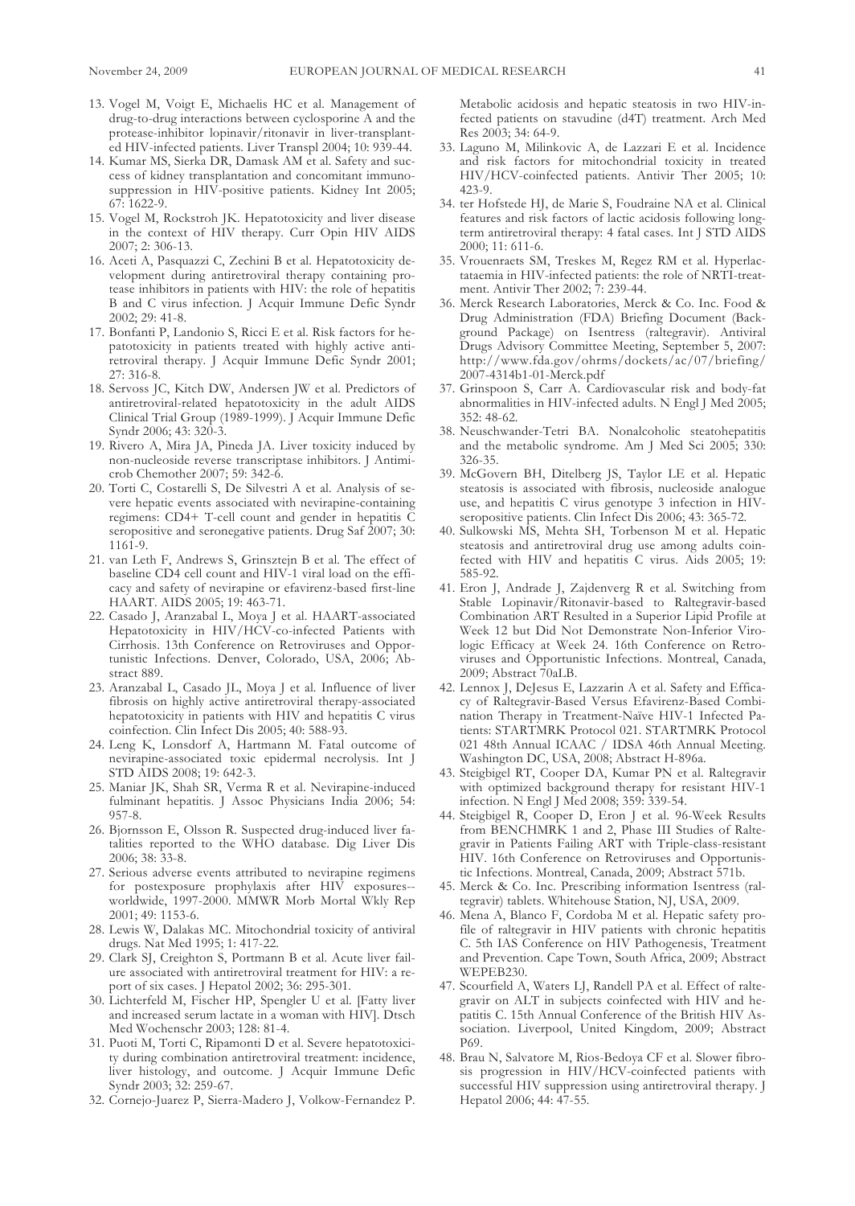13. Vogel M, Voigt E, Michaelis HC et al. Management of drug-to-drug interactions between cyclosporine A and the protease-inhibitor lopinavir/ritonavir in liver-transplanted HIV-infected patients. Liver Transpl 2004; 10: 939-44.
14. Kumar MS, Sierka DR, Damask AM et al. Safety and success of kidney transplantation and concomitant immunosuppression in HIV-positive patients. Kidney Int 2005; 67: 1622-9.
15. Vogel M, Rockstroh JK. Hepatotoxicity and liver disease in the context of HIV therapy. Curr Opin HIV AIDS 2007; 2: 306-13.
16. Aceti A, Pasquazzi C, Zechini B et al. Hepatotoxicity development during antiretroviral therapy containing protease inhibitors in patients with HIV: the role of hepatitis B and C virus infection. J Acquir Immune Defic Syndr 2002; 29: 41-8.
17. Bonfanti P, Landonio S, Ricci E et al. Risk factors for hepatotoxicity in patients treated with highly active antiretroviral therapy. J Acquir Immune Defic Syndr 2001; 27: 316-8.
18. Servoss JC, Kitch DW, Andersen JW et al. Predictors of antiretroviral-related hepatotoxicity in the adult AIDS Clinical Trial Group (1989-1999). J Acquir Immune Defic Syndr 2006; 43: 320-3.
19. Rivero A, Mira JA, Pineda JA. Liver toxicity induced by non-nucleoside reverse transcriptase inhibitors. J Antimicrob Chemother 2007; 59: 342-6.
20. Torti C, Costarelli S, De Silvestri A et al. Analysis of severe hepatic events associated with nevirapine-containing regimens: CD4+ T-cell count and gender in hepatitis C seropositive and seronegative patients. Drug Saf 2007; 30: 1161-9.
21. van Leth F, Andrews S, Grinsztejn B et al. The effect of baseline CD4 cell count and HIV-1 viral load on the efficacy and safety of nevirapine or efavirenz-based first-line HAART. AIDS 2005; 19: 463-71.
22. Casado J, Aranzabal L, Moya J et al. HAART-associated Hepatotoxicity in HIV/HCV-co-infected Patients with Cirrhosis. 13th Conference on Retroviruses and Opportunistic Infections. Denver, Colorado, USA, 2006; Abstract 889.
23. Aranzabal L, Casado JL, Moya J et al. Influence of liver fibrosis on highly active antiretroviral therapy-associated hepatotoxicity in patients with HIV and hepatitis C virus coinfection. Clin Infect Dis 2005; 40: 588-93.
24. Leng K, Lonsdorf A, Hartmann M. Fatal outcome of nevirapine-associated toxic epidermal necrolysis. Int J STD AIDS 2008; 19: 642-3.
25. Maniar JK, Shah SR, Verma R et al. Nevirapine-induced fulminant hepatitis. J Assoc Physicians India 2006; 54: 957-8.
26. Bjornsson E, Olsson R. Suspected drug-induced liver fatalities reported to the WHO database. Dig Liver Dis 2006; 38: 33-8.
27. Serious adverse events attributed to nevirapine regimens for postexposure prophylaxis after HIV exposures--worldwide, 1997-2000. MMWR Morb Mortal Wkly Rep 2001; 49: 1153-6.
28. Lewis W, Dalakas MC. Mitochondrial toxicity of antiviral drugs. Nat Med 1995; 1: 417-22.
29. Clark SJ, Creighton S, Portmann B et al. Acute liver failure associated with antiretroviral treatment for HIV: a report of six cases. J Hepatol 2002; 36: 295-301.
30. Lichterfeld M, Fischer HP, Spengler U et al. [Fatty liver and increased serum lactate in a woman with HIV]. Dtsch Med Wochenschr 2003; 128: 81-4.
31. Puoti M, Torti C, Ripamonti D et al. Severe hepatotoxicity during combination antiretroviral treatment: incidence, liver histology, and outcome. J Acquir Immune Defic Syndr 2003; 32: 259-67.
32. Cornejo-Juarez P, Sierra-Madero J, Volkow-Fernandez P. Metabolic acidosis and hepatic steatosis in two HIV-infected patients on stavudine (d4T) treatment. Arch Med Res 2003; 34: 64-9.
33. Laguno M, Milinkovic A, de Lazzari E et al. Incidence and risk factors for mitochondrial toxicity in treated HIV/HCV-coinfected patients. Antivir Ther 2005; 10: 423-9.
34. ter Hofstede HJ, de Marie S, Foudraine NA et al. Clinical features and risk factors of lactic acidosis following long-term antiretroviral therapy: 4 fatal cases. Int J STD AIDS 2000; 11: 611-6.
35. Vrouenraets SM, Treskes M, Regez RM et al. Hyperlactataemia in HIV-infected patients: the role of NRTI-treatment. Antivir Ther 2002; 7: 239-44.
36. Merck Research Laboratories, Merck & Co. Inc. Food & Drug Administration (FDA) Briefing Document (Background Package) on Isentress (raltegravir). Antiviral Drugs Advisory Committee Meeting, September 5, 2007: http://www.fda.gov/ohrms/dockets/ac/07/briefing/2007-4314b1-01-Merck.pdf
37. Grinspoon S, Carr A. Cardiovascular risk and body-fat abnormalities in HIV-infected adults. N Engl J Med 2005; 352: 48-62.
38. Neuschwander-Tetri BA. Nonalcoholic steatohepatitis and the metabolic syndrome. Am J Med Sci 2005; 330: 326-35.
39. McGovern BH, Ditelberg JS, Taylor LE et al. Hepatic steatosis is associated with fibrosis, nucleoside analogue use, and hepatitis C virus genotype 3 infection in HIV-seropositive patients. Clin Infect Dis 2006; 43: 365-72.
40. Sulkowski MS, Mehta SH, Torbenson M et al. Hepatic steatosis and antiretroviral drug use among adults coinfected with HIV and hepatitis C virus. Aids 2005; 19: 585-92.
41. Eron J, Andrade J, Zajdenverg R et al. Switching from Stable Lopinavir/Ritonavir-based to Raltegravir-based Combination ART Resulted in a Superior Lipid Profile at Week 12 but Did Not Demonstrate Non-Inferior Virologic Efficacy at Week 24. 16th Conference on Retroviruses and Opportunistic Infections. Montreal, Canada, 2009; Abstract 70aLB.
42. Lennox J, DeJesus E, Lazzarin A et al. Safety and Efficacy of Raltegravir-Based Versus Efavirenz-Based Combination Therapy in Treatment-Naïve HIV-1 Infected Patients: STARTMRK Protocol 021. STARTMRK Protocol 021 48th Annual ICAAC / IDSA 46th Annual Meeting. Washington DC, USA, 2008; Abstract H-896a.
43. Steigbigel RT, Cooper DA, Kumar PN et al. Raltegravir with optimized background therapy for resistant HIV-1 infection. N Engl J Med 2008; 359: 339-54.
44. Steigbigel R, Cooper D, Eron J et al. 96-Week Results from BENCHMRK 1 and 2, Phase III Studies of Raltegravir in Patients Failing ART with Triple-class-resistant HIV. 16th Conference on Retroviruses and Opportunistic Infections. Montreal, Canada, 2009; Abstract 571b.
45. Merck & Co. Inc. Prescribing information Isentress (raltegravir) tablets. Whitehouse Station, NJ, USA, 2009.
46. Mena A, Blanco F, Cordoba M et al. Hepatic safety profile of raltegravir in HIV patients with chronic hepatitis C. 5th IAS Conference on HIV Pathogenesis, Treatment and Prevention. Cape Town, South Africa, 2009; Abstract WEPEB230.
47. Scourfield A, Waters LJ, Randell PA et al. Effect of raltegravir on ALT in subjects coinfected with HIV and hepatitis C. 15th Annual Conference of the British HIV Association. Liverpool, United Kingdom, 2009; Abstract P69.
48. Brau N, Salvatore M, Rios-Bedoya CF et al. Slower fibrosis progression in HIV/HCV-coinfected patients with successful HIV suppression using antiretroviral therapy. J Hepatol 2006; 44: 47-55.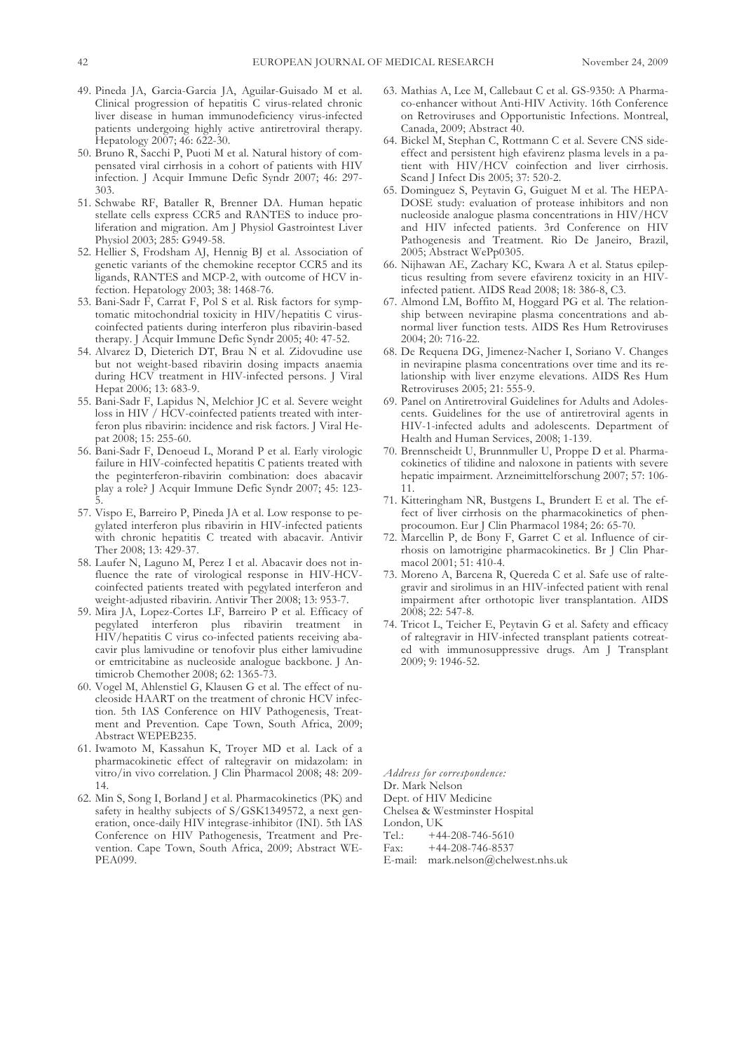49. Pineda JA, Garcia-Garcia JA, Aguilar-Guisado M et al. Clinical progression of hepatitis C virus-related chronic liver disease in human immunodeficiency virus-infected patients undergoing highly active antiretroviral therapy. Hepatology 2007; 46: 622-30.
50. Bruno R, Sacchi P, Puoti M et al. Natural history of compensated viral cirrhosis in a cohort of patients with HIV infection. J Acquir Immune Defic Syndr 2007; 46: 297-303.
51. Schwabe RF, Bataller R, Brenner DA. Human hepatic stellate cells express CCR5 and RANTES to induce proliferation and migration. Am J Physiol Gastrointest Liver Physiol 2003; 285: G949-58.
52. Hellier S, Frodsham AJ, Hennig BJ et al. Association of genetic variants of the chemokine receptor CCR5 and its ligands, RANTES and MCP-2, with outcome of HCV infection. Hepatology 2003; 38: 1468-76.
53. Bani-Sadr F, Carrat F, Pol S et al. Risk factors for symptomatic mitochondrial toxicity in HIV/hepatitis C virus-coinfected patients during interferon plus ribavirin-based therapy. J Acquir Immune Defic Syndr 2005; 40: 47-52.
54. Alvarez D, Dieterich DT, Brau N et al. Zidovudine use but not weight-based ribavirin dosing impacts anaemia during HCV treatment in HIV-infected persons. J Viral Hepat 2006; 13: 683-9.
55. Bani-Sadr F, Lapidus N, Melchior JC et al. Severe weight loss in HIV / HCV-coinfected patients treated with interferon plus ribavirin: incidence and risk factors. J Viral Hepat 2008; 15: 255-60.
56. Bani-Sadr F, Denoeud L, Morand P et al. Early virologic failure in HIV-coinfected hepatitis C patients treated with the peginterferon-ribavirin combination: does abacavir play a role? J Acquir Immune Defic Syndr 2007; 45: 123-5.
57. Vispo E, Barreiro P, Pineda JA et al. Low response to pegylated interferon plus ribavirin in HIV-infected patients with chronic hepatitis C treated with abacavir. Antivir Ther 2008; 13: 429-37.
58. Laufer N, Laguno M, Perez I et al. Abacavir does not influence the rate of virological response in HIV-HCV-coinfected patients treated with pegylated interferon and weight-adjusted ribavirin. Antivir Ther 2008; 13: 953-7.
59. Mira JA, Lopez-Cortes LF, Barreiro P et al. Efficacy of pegylated interferon plus ribavirin treatment in HIV/hepatitis C virus co-infected patients receiving abacavir plus lamivudine or tenofovir plus either lamivudine or emtricitabine as nucleoside analogue backbone. J Antimicrob Chemother 2008; 62: 1365-73.
60. Vogel M, Ahlenstiel G, Klausen G et al. The effect of nucleoside HAART on the treatment of chronic HCV infection. 5th IAS Conference on HIV Pathogenesis, Treatment and Prevention. Cape Town, South Africa, 2009; Abstract WEPEB235.
61. Iwamoto M, Kassahun K, Troyer MD et al. Lack of a pharmacokinetic effect of raltegravir on midazolam: in vitro/in vivo correlation. J Clin Pharmacol 2008; 48: 209-14.
62. Min S, Song I, Borland J et al. Pharmacokinetics (PK) and safety in healthy subjects of S/GSK1349572, a next generation, once-daily HIV integrase-inhibitor (INI). 5th IAS Conference on HIV Pathogenesis, Treatment and Prevention. Cape Town, South Africa, 2009; Abstract WEPEA099.
63. Mathias A, Lee M, Callebaut C et al. GS-9350: A Pharmaco-enhancer without Anti-HIV Activity. 16th Conference on Retroviruses and Opportunistic Infections. Montreal, Canada, 2009; Abstract 40.
64. Bickel M, Stephan C, Rottmann C et al. Severe CNS side-effect and persistent high efavirenz plasma levels in a patient with HIV/HCV coinfection and liver cirrhosis. Scand J Infect Dis 2005; 37: 520-2.
65. Dominguez S, Peytavin G, Guiguet M et al. The HEPA-DOSE study: evaluation of protease inhibitors and non nucleoside analogue plasma concentrations in HIV/HCV and HIV infected patients. 3rd Conference on HIV Pathogenesis and Treatment. Rio De Janeiro, Brazil, 2005; Abstract WePp0305.
66. Nijhawan AE, Zachary KC, Kwara A et al. Status epilepticus resulting from severe efavirenz toxicity in an HIV-infected patient. AIDS Read 2008; 18: 386-8, C3.
67. Almond LM, Boffito M, Hoggard PG et al. The relationship between nevirapine plasma concentrations and abnormal liver function tests. AIDS Res Hum Retroviruses 2004; 20: 716-22.
68. De Requena DG, Jimenez-Nacher I, Soriano V. Changes in nevirapine plasma concentrations over time and its relationship with liver enzyme elevations. AIDS Res Hum Retroviruses 2005; 21: 555-9.
69. Panel on Antiretroviral Guidelines for Adults and Adolescents. Guidelines for the use of antiretroviral agents in HIV-1-infected adults and adolescents. Department of Health and Human Services, 2008; 1-139.
70. Brennscheidt U, Brunnmuller U, Proppe D et al. Pharmacokinetics of tilidine and naloxone in patients with severe hepatic impairment. Arzneimittelforschung 2007; 57: 106-11.
71. Kitteringham NR, Bustgens L, Brundert E et al. The effect of liver cirrhosis on the pharmacokinetics of phenprocoumon. Eur J Clin Pharmacol 1984; 26: 65-70.
72. Marcellin P, de Bony F, Garret C et al. Influence of cirrhosis on lamotrigine pharmacokinetics. Br J Clin Pharmacol 2001; 51: 410-4.
73. Moreno A, Barcena R, Quereda C et al. Safe use of raltegravir and sirolimus in an HIV-infected patient with renal impairment after orthotopic liver transplantation. AIDS 2008; 22: 547-8.
74. Tricot L, Teicher E, Peytavin G et al. Safety and efficacy of raltegravir in HIV-infected transplant patients cotreated with immunosuppressive drugs. Am J Transplant 2009; 9: 1946-52.

*Address for correspondence:*
Dr. Mark Nelson
Dept. of HIV Medicine
Chelsea & Westminster Hospital
London, UK
Tel.: +44-208-746-5610
Fax: +44-208-746-8537
E-mail: mark.nelson@chelwest.nhs.uk